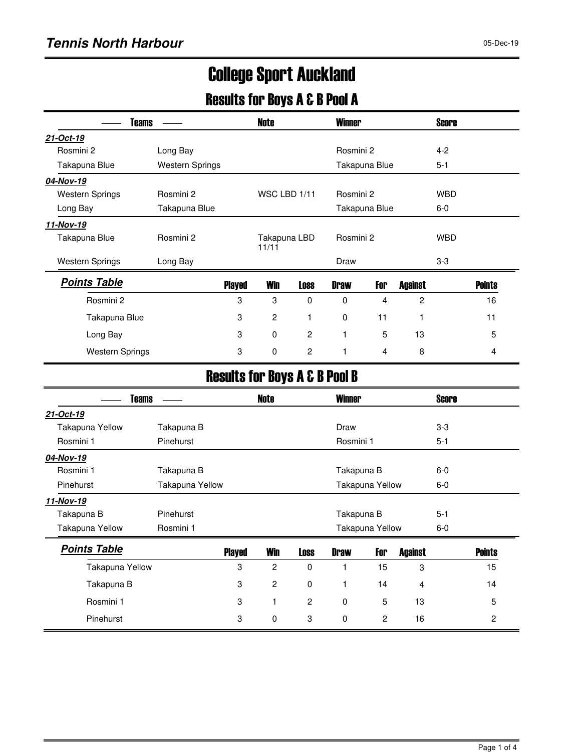**Tennis North Harbour**

05-Dec-19

# College Sport Auckland

## Results for Boys A & B Pool A

| Teams | | Note | Winner | Score |
|---|---|---|---|---|
| ***21-Oct-19*** | | | | |
| Rosmini 2 | Long Bay | | Rosmini 2 | 4-2 |
| Takapuna Blue | Western Springs | | Takapuna Blue | 5-1 |
| ***04-Nov-19*** | | | | |
| Western Springs | Rosmini 2 | WSC LBD 1/11 | Rosmini 2 | WBD |
| Long Bay | Takapuna Blue | | Takapuna Blue | 6-0 |
| ***11-Nov-19*** | | | | |
| Takapuna Blue | Rosmini 2 | Takapuna LBD 11/11 | Rosmini 2 | WBD |
| Western Springs | Long Bay | | Draw | 3-3 |

| ***Points Table*** | Played | Win | Loss | Draw | For | Against | Points |
|---|---|---|---|---|---|---|---|
| Rosmini 2 | 3 | 3 | 0 | 0 | 4 | 2 | 16 |
| Takapuna Blue | 3 | 2 | 1 | 0 | 11 | 1 | 11 |
| Long Bay | 3 | 0 | 2 | 1 | 5 | 13 | 5 |
| Western Springs | 3 | 0 | 2 | 1 | 4 | 8 | 4 |

## Results for Boys A & B Pool B

| Teams | | Note | Winner | Score |
|---|---|---|---|---|
| ***21-Oct-19*** | | | | |
| Takapuna Yellow | Takapuna B | | Draw | 3-3 |
| Rosmini 1 | Pinehurst | | Rosmini 1 | 5-1 |
| ***04-Nov-19*** | | | | |
| Rosmini 1 | Takapuna B | | Takapuna B | 6-0 |
| Pinehurst | Takapuna Yellow | | Takapuna Yellow | 6-0 |
| ***11-Nov-19*** | | | | |
| Takapuna B | Pinehurst | | Takapuna B | 5-1 |
| Takapuna Yellow | Rosmini 1 | | Takapuna Yellow | 6-0 |

| ***Points Table*** | Played | Win | Loss | Draw | For | Against | Points |
|---|---|---|---|---|---|---|---|
| Takapuna Yellow | 3 | 2 | 0 | 1 | 15 | 3 | 15 |
| Takapuna B | 3 | 2 | 0 | 1 | 14 | 4 | 14 |
| Rosmini 1 | 3 | 1 | 2 | 0 | 5 | 13 | 5 |
| Pinehurst | 3 | 0 | 3 | 0 | 2 | 16 | 2 |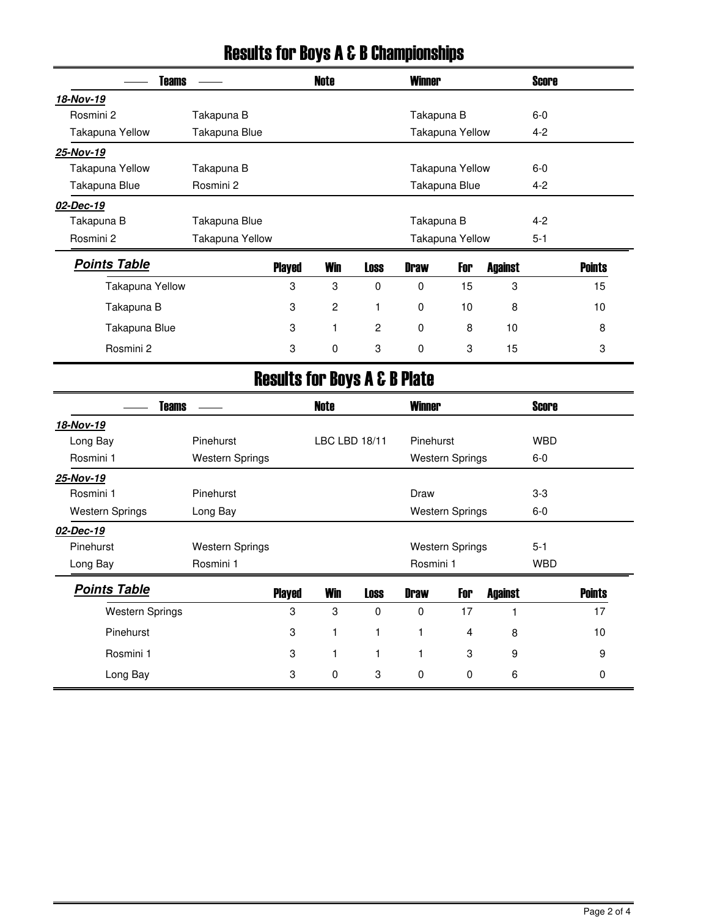# Results for Boys A & B Championships

| Teams | | Note | Winner | Score |
|---|---|---|---|---|
| ***18-Nov-19*** | | | | |
| Rosmini 2 | Takapuna B | | Takapuna B | 6-0 |
| Takapuna Yellow | Takapuna Blue | | Takapuna Yellow | 4-2 |
| ***25-Nov-19*** | | | | |
| Takapuna Yellow | Takapuna B | | Takapuna Yellow | 6-0 |
| Takapuna Blue | Rosmini 2 | | Takapuna Blue | 4-2 |
| ***02-Dec-19*** | | | | |
| Takapuna B | Takapuna Blue | | Takapuna B | 4-2 |
| Rosmini 2 | Takapuna Yellow | | Takapuna Yellow | 5-1 |

***Points Table***

| | Played | Win | Loss | Draw | For | Against | Points |
|---|---|---|---|---|---|---|---|
| Takapuna Yellow | 3 | 3 | 0 | 0 | 15 | 3 | 15 |
| Takapuna B | 3 | 2 | 1 | 0 | 10 | 8 | 10 |
| Takapuna Blue | 3 | 1 | 2 | 0 | 8 | 10 | 8 |
| Rosmini 2 | 3 | 0 | 3 | 0 | 3 | 15 | 3 |

# Results for Boys A & B Plate

| Teams | | Note | Winner | Score |
|---|---|---|---|---|
| ***18-Nov-19*** | | | | |
| Long Bay | Pinehurst | LBC LBD 18/11 | Pinehurst | WBD |
| Rosmini 1 | Western Springs | | Western Springs | 6-0 |
| ***25-Nov-19*** | | | | |
| Rosmini 1 | Pinehurst | | Draw | 3-3 |
| Western Springs | Long Bay | | Western Springs | 6-0 |
| ***02-Dec-19*** | | | | |
| Pinehurst | Western Springs | | Western Springs | 5-1 |
| Long Bay | Rosmini 1 | | Rosmini 1 | WBD |

***Points Table***

| | Played | Win | Loss | Draw | For | Against | Points |
|---|---|---|---|---|---|---|---|
| Western Springs | 3 | 3 | 0 | 0 | 17 | 1 | 17 |
| Pinehurst | 3 | 1 | 1 | 1 | 4 | 8 | 10 |
| Rosmini 1 | 3 | 1 | 1 | 1 | 3 | 9 | 9 |
| Long Bay | 3 | 0 | 3 | 0 | 0 | 6 | 0 |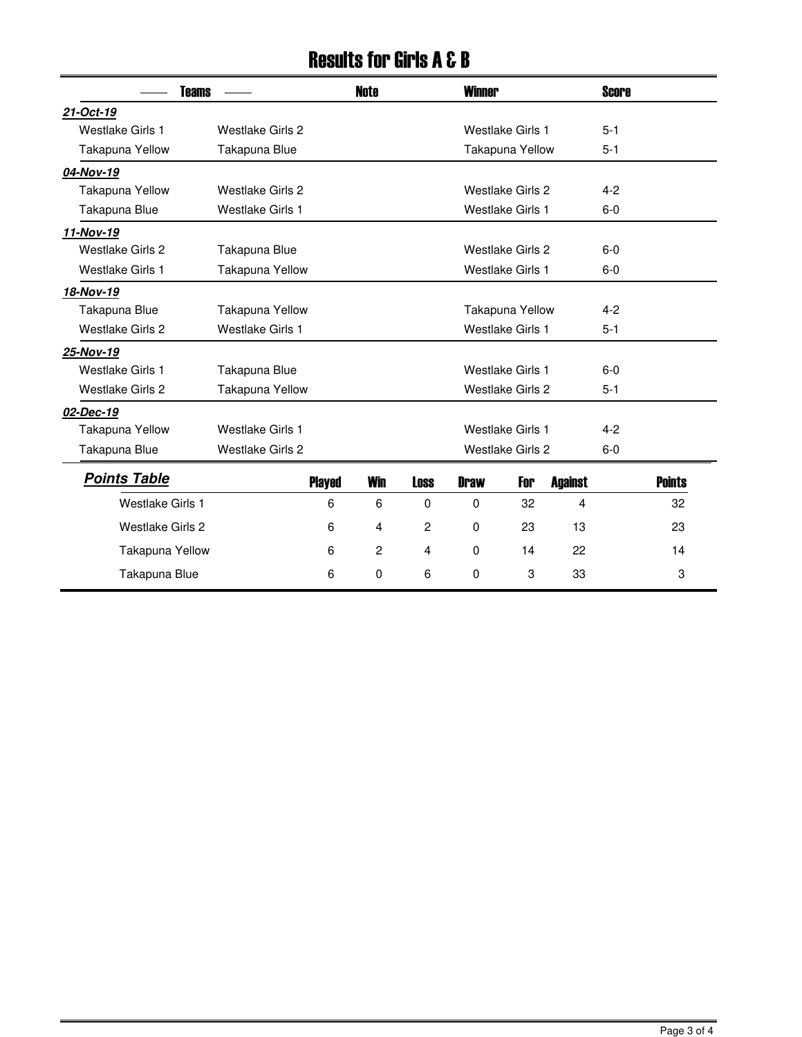# Results for Girls A & B

| Teams | | Note | Winner | Score |
|---|---|---|---|---|
| ***21-Oct-19*** | | | | |
| Westlake Girls 1 | Westlake Girls 2 | | Westlake Girls 1 | 5-1 |
| Takapuna Yellow | Takapuna Blue | | Takapuna Yellow | 5-1 |
| ***04-Nov-19*** | | | | |
| Takapuna Yellow | Westlake Girls 2 | | Westlake Girls 2 | 4-2 |
| Takapuna Blue | Westlake Girls 1 | | Westlake Girls 1 | 6-0 |
| ***11-Nov-19*** | | | | |
| Westlake Girls 2 | Takapuna Blue | | Westlake Girls 2 | 6-0 |
| Westlake Girls 1 | Takapuna Yellow | | Westlake Girls 1 | 6-0 |
| ***18-Nov-19*** | | | | |
| Takapuna Blue | Takapuna Yellow | | Takapuna Yellow | 4-2 |
| Westlake Girls 2 | Westlake Girls 1 | | Westlake Girls 1 | 5-1 |
| ***25-Nov-19*** | | | | |
| Westlake Girls 1 | Takapuna Blue | | Westlake Girls 1 | 6-0 |
| Westlake Girls 2 | Takapuna Yellow | | Westlake Girls 2 | 5-1 |
| ***02-Dec-19*** | | | | |
| Takapuna Yellow | Westlake Girls 1 | | Westlake Girls 1 | 4-2 |
| Takapuna Blue | Westlake Girls 2 | | Westlake Girls 2 | 6-0 |

***Points Table***

| Team | Played | Win | Loss | Draw | For | Against | Points |
|---|---|---|---|---|---|---|---|
| Westlake Girls 1 | 6 | 6 | 0 | 0 | 32 | 4 | 32 |
| Westlake Girls 2 | 6 | 4 | 2 | 0 | 23 | 13 | 23 |
| Takapuna Yellow | 6 | 2 | 4 | 0 | 14 | 22 | 14 |
| Takapuna Blue | 6 | 0 | 6 | 0 | 3 | 33 | 3 |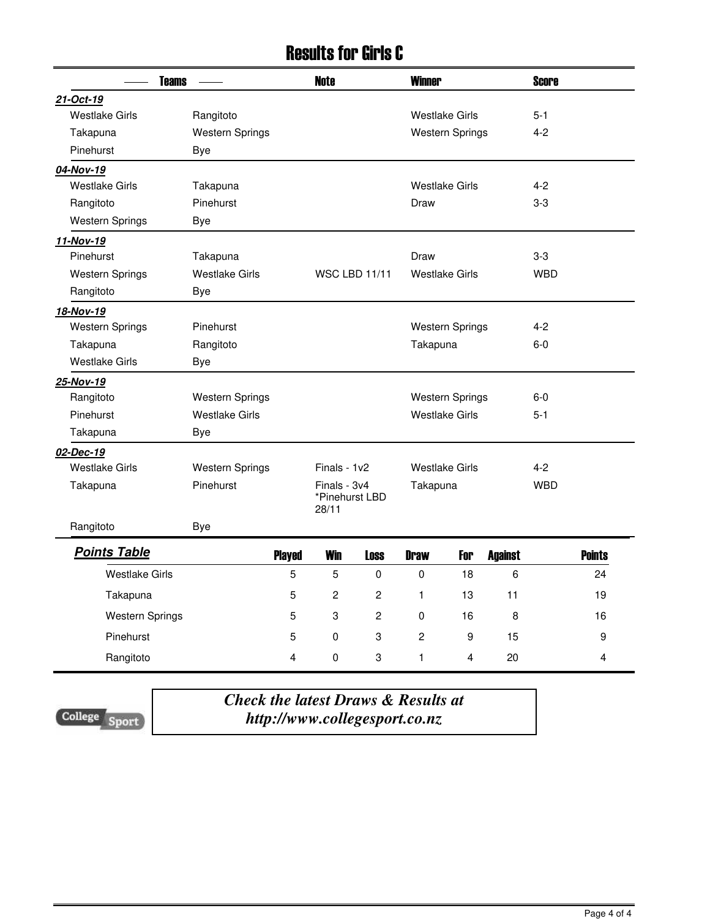# Results for Girls C

| Teams | | Note | Winner | Score |
|---|---|---|---|---|
| ***21-Oct-19*** | | | | |
| Westlake Girls | Rangitoto | | Westlake Girls | 5-1 |
| Takapuna | Western Springs | | Western Springs | 4-2 |
| Pinehurst | Bye | | | |
| ***04-Nov-19*** | | | | |
| Westlake Girls | Takapuna | | Westlake Girls | 4-2 |
| Rangitoto | Pinehurst | | Draw | 3-3 |
| Western Springs | Bye | | | |
| ***11-Nov-19*** | | | | |
| Pinehurst | Takapuna | | Draw | 3-3 |
| Western Springs | Westlake Girls | WSC LBD 11/11 | Westlake Girls | WBD |
| Rangitoto | Bye | | | |
| ***18-Nov-19*** | | | | |
| Western Springs | Pinehurst | | Western Springs | 4-2 |
| Takapuna | Rangitoto | | Takapuna | 6-0 |
| Westlake Girls | Bye | | | |
| ***25-Nov-19*** | | | | |
| Rangitoto | Western Springs | | Western Springs | 6-0 |
| Pinehurst | Westlake Girls | | Westlake Girls | 5-1 |
| Takapuna | Bye | | | |
| ***02-Dec-19*** | | | | |
| Westlake Girls | Western Springs | Finals - 1v2 | Westlake Girls | 4-2 |
| Takapuna | Pinehurst | Finals - 3v4 *Pinehurst LBD 28/11 | Takapuna | WBD |
| Rangitoto | Bye | | | |

## *Points Table*

| | Played | Win | Loss | Draw | For | Against | Points |
|---|---|---|---|---|---|---|---|
| Westlake Girls | 5 | 5 | 0 | 0 | 18 | 6 | 24 |
| Takapuna | 5 | 2 | 2 | 1 | 13 | 11 | 19 |
| Western Springs | 5 | 3 | 2 | 0 | 16 | 8 | 16 |
| Pinehurst | 5 | 0 | 3 | 2 | 9 | 15 | 9 |
| Rangitoto | 4 | 0 | 3 | 1 | 4 | 20 | 4 |

College Sport

***Check the latest Draws & Results at http://www.collegesport.co.nz***